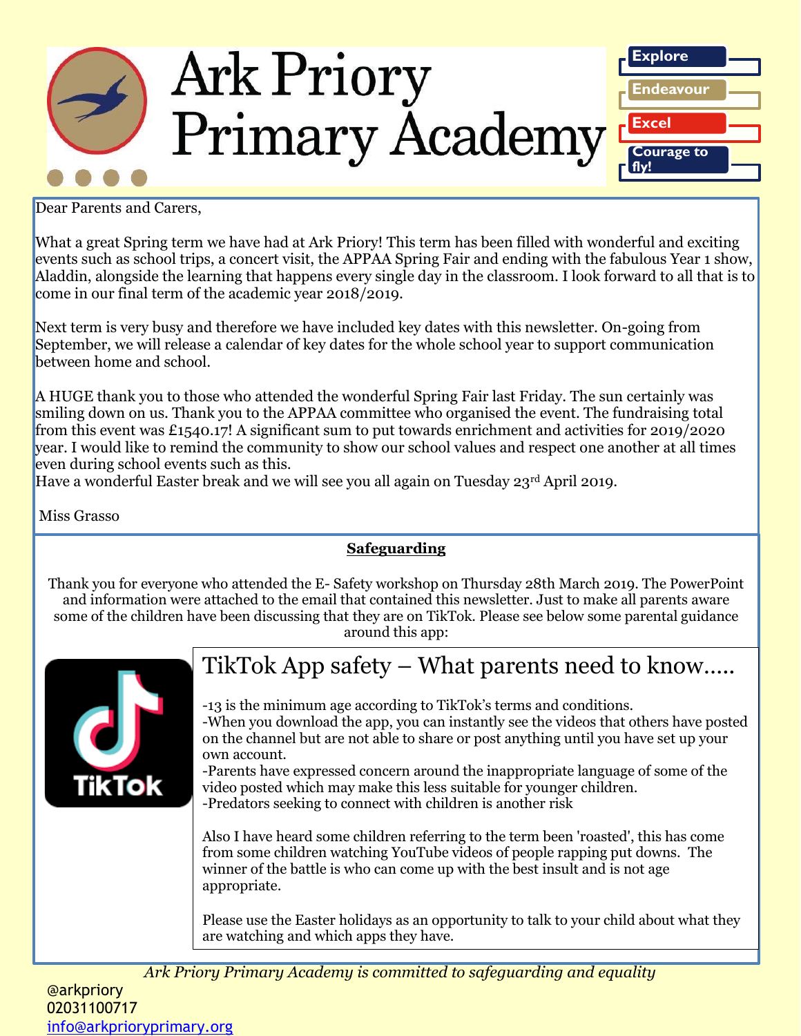# Ark Priory Primary Academy

**Explore**

**Endeavour**

**Excel**

**Courage to fly!**

Dear Parents and Carers,

What a great Spring term we have had at Ark Priory! This term has been filled with wonderful and exciting events such as school trips, a concert visit, the APPAA Spring Fair and ending with the fabulous Year 1 show, Aladdin, alongside the learning that happens every single day in the classroom. I look forward to all that is to come in our final term of the academic year 2018/2019.

Next term is very busy and therefore we have included key dates with this newsletter. On-going from September, we will release a calendar of key dates for the whole school year to support communication between home and school.

A HUGE thank you to those who attended the wonderful Spring Fair last Friday. The sun certainly was smiling down on us. Thank you to the APPAA committee who organised the event. The fundraising total from this event was £1540.17! A significant sum to put towards enrichment and activities for 2019/2020 year. I would like to remind the community to show our school values and respect one another at all times even during school events such as this.
Have a wonderful Easter break and we will see you all again on Tuesday 23rd April 2019.

Miss Grasso

## Safeguarding

Thank you for everyone who attended the E- Safety workshop on Thursday 28th March 2019. The PowerPoint and information were attached to the email that contained this newsletter. Just to make all parents aware some of the children have been discussing that they are on TikTok. Please see below some parental guidance around this app:

### TikTok App safety – What parents need to know…..

-13 is the minimum age according to TikTok's terms and conditions.
-When you download the app, you can instantly see the videos that others have posted on the channel but are not able to share or post anything until you have set up your own account.
-Parents have expressed concern around the inappropriate language of some of the video posted which may make this less suitable for younger children.
-Predators seeking to connect with children is another risk

Also I have heard some children referring to the term been 'roasted', this has come from some children watching YouTube videos of people rapping put downs. The winner of the battle is who can come up with the best insult and is not age appropriate.

Please use the Easter holidays as an opportunity to talk to your child about what they are watching and which apps they have.

*Ark Priory Primary Academy is committed to safeguarding and equality*

@arkpriory
02031100717
info@arkprioryprimary.org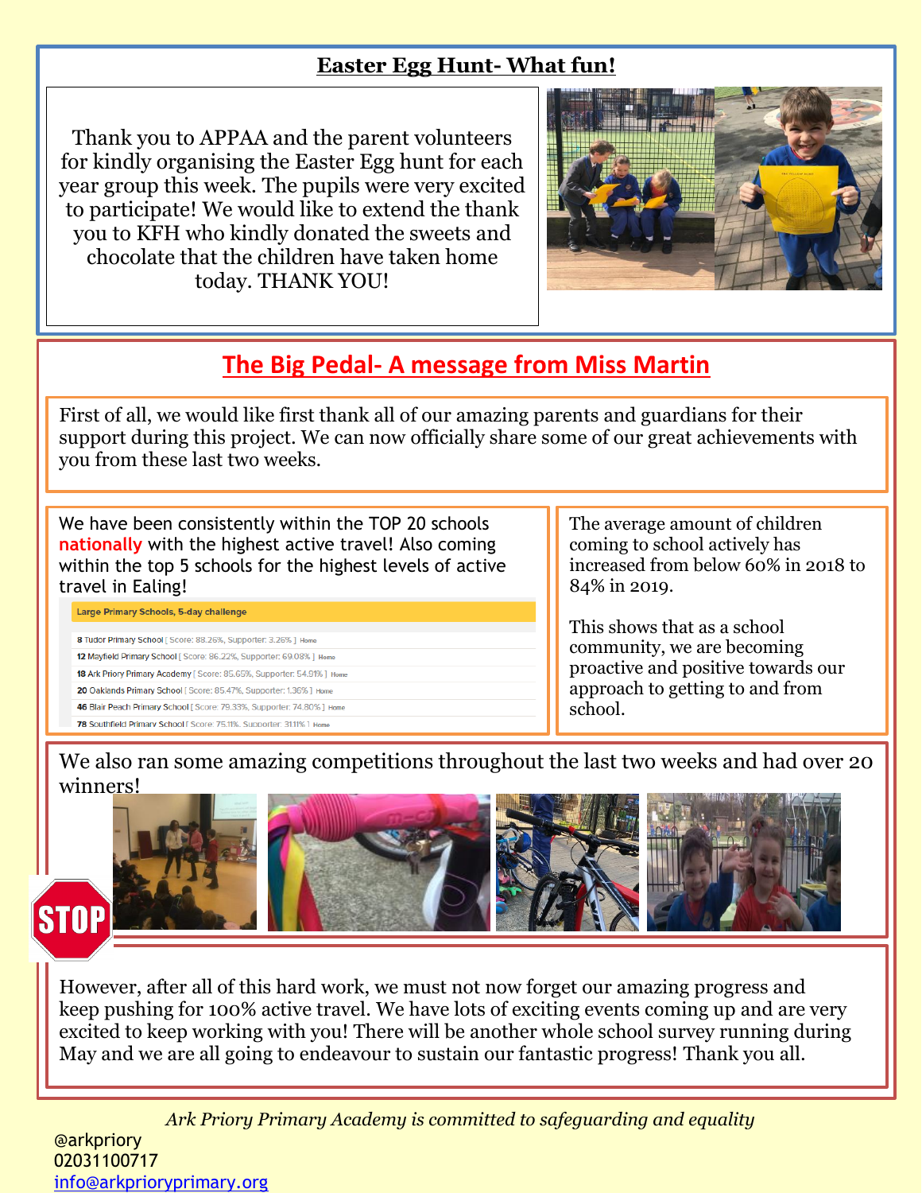## Easter Egg Hunt- What fun!

Thank you to APPAA and the parent volunteers for kindly organising the Easter Egg hunt for each year group this week. The pupils were very excited to participate! We would like to extend the thank you to KFH who kindly donated the sweets and chocolate that the children have taken home today. THANK YOU!

## The Big Pedal- A message from Miss Martin

First of all, we would like first thank all of our amazing parents and guardians for their support during this project. We can now officially share some of our great achievements with you from these last two weeks.

We have been consistently within the TOP 20 schools **nationally** with the highest active travel! Also coming within the top 5 schools for the highest levels of active travel in Ealing!

**Large Primary Schools, 5-day challenge**

- 8 Tudor Primary School [ Score: 88.26%, Supporter: 3.26% ] Home
- 12 Mayfield Primary School [ Score: 86.22%, Supporter: 69.08% ] Home
- 18 Ark Priory Primary Academy [ Score: 85.65%, Supporter: 54.91% ] Home
- 20 Oaklands Primary School [ Score: 85.47%, Supporter: 1.36% ] Home
- 46 Blair Peach Primary School [ Score: 79.33%, Supporter: 74.80% ] Home
- 78 Southfield Primary School [ Score: 75.11%, Supporter: 31.11% ] Home

The average amount of children coming to school actively has increased from below 60% in 2018 to 84% in 2019.

This shows that as a school community, we are becoming proactive and positive towards our approach to getting to and from school.

We also ran some amazing competitions throughout the last two weeks and had over 20 winners!

However, after all of this hard work, we must not now forget our amazing progress and keep pushing for 100% active travel. We have lots of exciting events coming up and are very excited to keep working with you! There will be another whole school survey running during May and we are all going to endeavour to sustain our fantastic progress! Thank you all.

*Ark Priory Primary Academy is committed to safeguarding and equality*

@arkpriory
02031100717
info@arkprioryprimary.org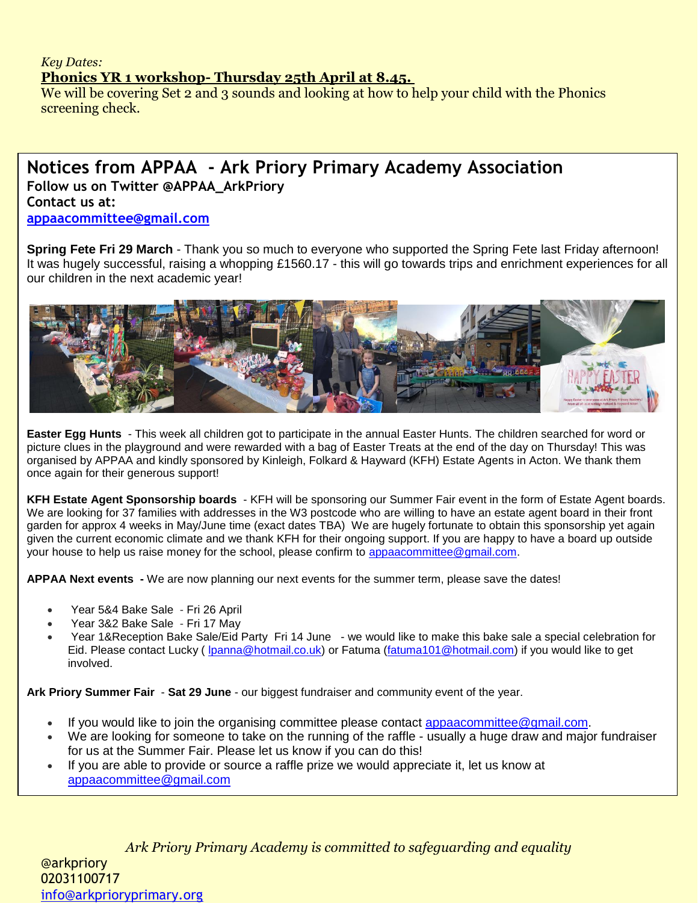*Key Dates:*

**Phonics YR 1 workshop- Thursday 25th April at 8.45.**

We will be covering Set 2 and 3 sounds and looking at how to help your child with the Phonics screening check.

## Notices from APPAA - Ark Priory Primary Academy Association

**Follow us on Twitter @APPAA_ArkPriory**

**Contact us at:**

**appaacommittee@gmail.com**

**Spring Fete Fri 29 March** - Thank you so much to everyone who supported the Spring Fete last Friday afternoon! It was hugely successful, raising a whopping £1560.17 - this will go towards trips and enrichment experiences for all our children in the next academic year!

**Easter Egg Hunts** - This week all children got to participate in the annual Easter Hunts. The children searched for word or picture clues in the playground and were rewarded with a bag of Easter Treats at the end of the day on Thursday! This was organised by APPAA and kindly sponsored by Kinleigh, Folkard & Hayward (KFH) Estate Agents in Acton. We thank them once again for their generous support!

**KFH Estate Agent Sponsorship boards** - KFH will be sponsoring our Summer Fair event in the form of Estate Agent boards. We are looking for 37 families with addresses in the W3 postcode who are willing to have an estate agent board in their front garden for approx 4 weeks in May/June time (exact dates TBA) We are hugely fortunate to obtain this sponsorship yet again given the current economic climate and we thank KFH for their ongoing support. If you are happy to have a board up outside your house to help us raise money for the school, please confirm to appaacommittee@gmail.com.

**APPAA Next events** - We are now planning our next events for the summer term, please save the dates!

- Year 5&4 Bake Sale - Fri 26 April
- Year 3&2 Bake Sale - Fri 17 May
- Year 1&Reception Bake Sale/Eid Party Fri 14 June - we would like to make this bake sale a special celebration for Eid. Please contact Lucky ( lpanna@hotmail.co.uk) or Fatuma (fatuma101@hotmail.com) if you would like to get involved.

**Ark Priory Summer Fair** - **Sat 29 June** - our biggest fundraiser and community event of the year.

- If you would like to join the organising committee please contact appaacommittee@gmail.com.
- We are looking for someone to take on the running of the raffle - usually a huge draw and major fundraiser for us at the Summer Fair. Please let us know if you can do this!
- If you are able to provide or source a raffle prize we would appreciate it, let us know at appaacommittee@gmail.com

*Ark Priory Primary Academy is committed to safeguarding and equality*

@arkpriory
02031100717
info@arkprioryprimary.org